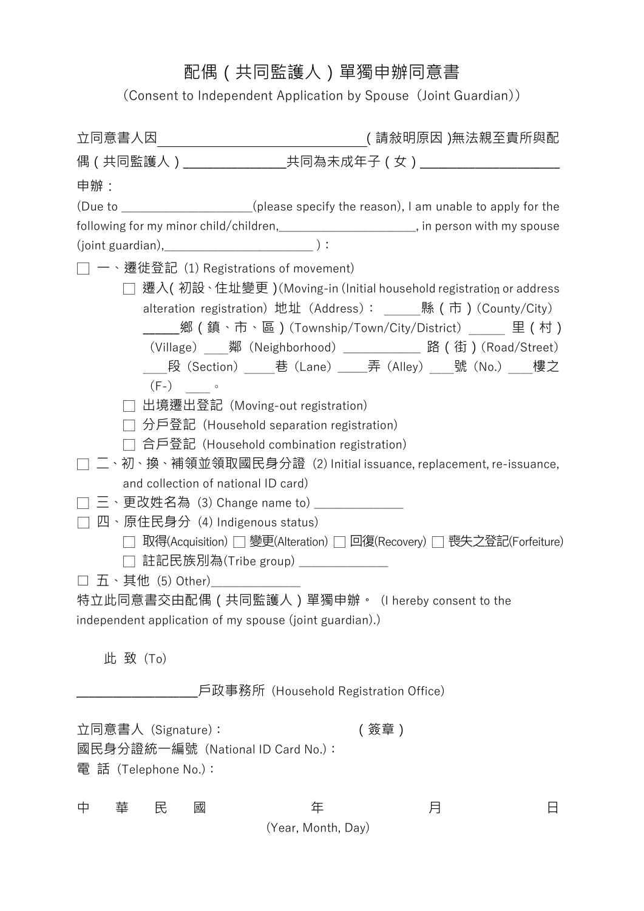# 配偶（共同監護人）單獨申辦同意書

（Consent to Independent Application by Spouse（Joint Guardian））

立同意書人因＿＿＿＿＿＿＿＿＿＿＿＿＿＿（請敘明原因）無法親至貴所與配偶（共同監護人）＿＿＿＿＿＿共同為未成年子（女）＿＿＿＿＿＿＿＿申辦：

(Due to ＿＿＿＿＿＿＿＿＿＿(please specify the reason), I am unable to apply for the following for my minor child/children,＿＿＿＿＿＿＿＿＿＿, in person with my spouse (joint guardian),＿＿＿＿＿＿＿＿＿＿＿ )：

□ 一、遷徙登記（1) Registrations of movement)

- □ 遷入(初設、住址變更)(Moving-in (Initial household registration or address alteration registration) 地址（Address）：＿＿＿縣（市）(County/City) ＿＿＿鄉（鎮、市、區）(Township/Town/City/District) ＿＿＿ 里（村）（Village）＿＿鄰（Neighborhood）＿＿＿＿＿ 路（街）(Road/Street) ＿＿段（Section）＿＿巷（Lane）＿＿弄（Alley）＿＿號（No.）＿＿樓之（F-）＿＿。
- □ 出境遷出登記（Moving-out registration)
- □ 分戶登記（Household separation registration)
- □ 合戶登記（Household combination registration)

□ 二、初、換、補領並領取國民身分證（2) Initial issuance, replacement, re-issuance, and collection of national ID card)

□ 三、更改姓名為（3) Change name to) ＿＿＿＿＿＿

□ 四、原住民身分（4) Indigenous status)

- □ 取得(Acquisition) □ 變更(Alteration) □ 回復(Recovery) □ 喪失之登記(Forfeiture)
- □ 註記民族別為(Tribe group) ＿＿＿＿＿＿

□ 五、其他（5) Other)＿＿＿＿＿＿

特立此同意書交由配偶（共同監護人）單獨申辦。（I hereby consent to the independent application of my spouse (joint guardian).)

此 致（To)

＿＿＿＿＿＿＿＿戶政事務所（Household Registration Office)

立同意書人（Signature)：　　　　　　　　（簽章）

國民身分證統一編號（National ID Card No.)：

電 話（Telephone No.)：

中 華 民 國　　　　年　　　　月　　　　日

(Year, Month, Day)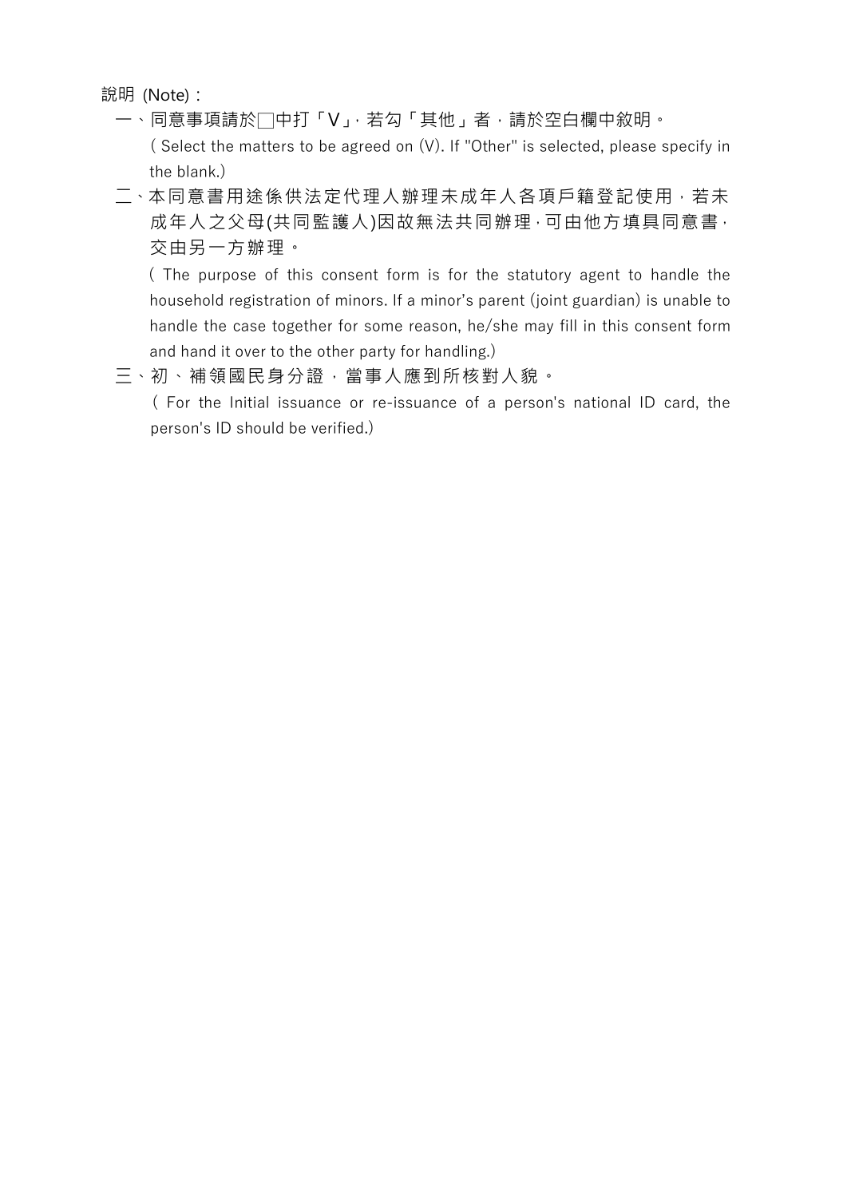說明 (Note)：

一、同意事項請於□中打「V」，若勾「其他」者，請於空白欄中敘明。

( Select the matters to be agreed on (V). If "Other" is selected, please specify in the blank.)

二、本同意書用途係供法定代理人辦理未成年人各項戶籍登記使用，若未成年人之父母(共同監護人)因故無法共同辦理，可由他方填具同意書，交由另一方辦理。

( The purpose of this consent form is for the statutory agent to handle the household registration of minors. If a minor's parent (joint guardian) is unable to handle the case together for some reason, he/she may fill in this consent form and hand it over to the other party for handling.)

三、初、補領國民身分證，當事人應到所核對人貌。

( For the Initial issuance or re-issuance of a person's national ID card, the person's ID should be verified.)